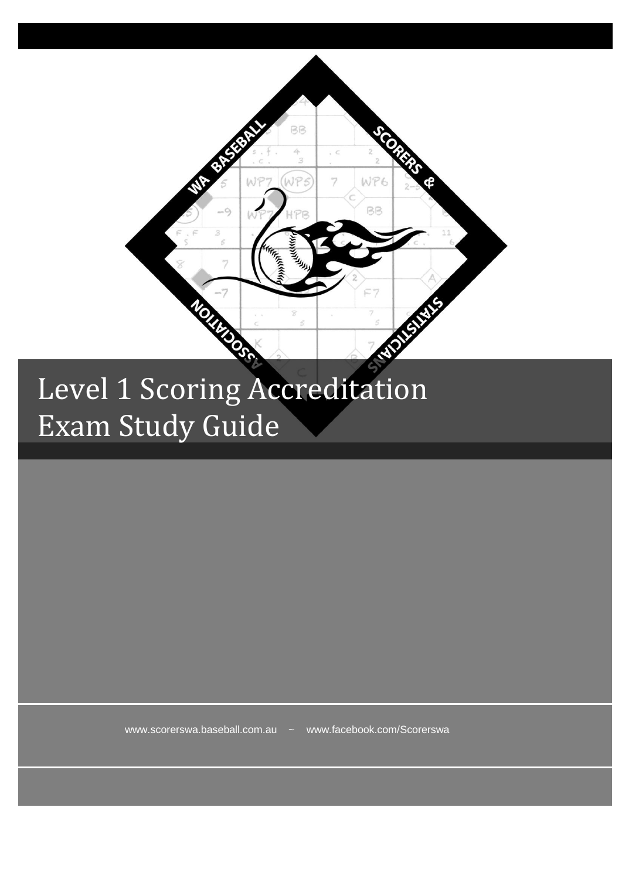WA BASEBALL SCORERS & STATISTICIANS ASSOCIATION

# Level 1 Scoring Accreditation Exam Study Guide

www.scorerswa.baseball.com.au ~ www.facebook.com/Scorerswa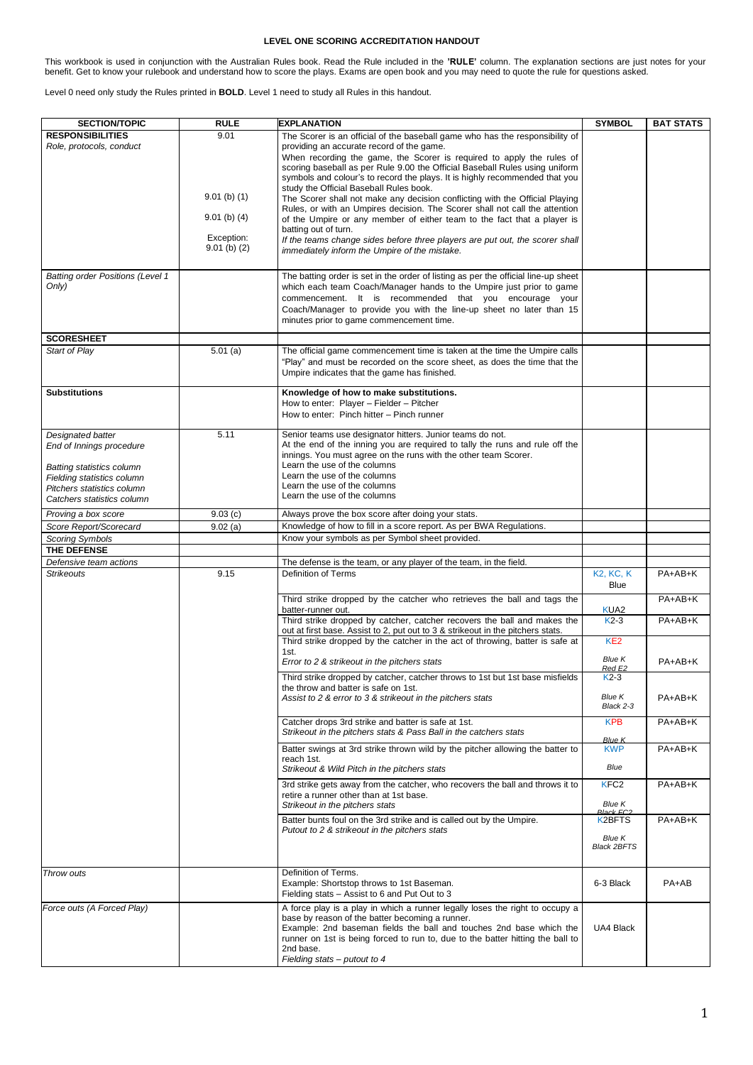**LEVEL ONE SCORING ACCREDITATION HANDOUT**

This workbook is used in conjunction with the Australian Rules book. Read the Rule included in the **'RULE'** column. The explanation sections are just notes for your benefit. Get to know your rulebook and understand how to score the plays. Exams are open book and you may need to quote the rule for questions asked.

Level 0 need only study the Rules printed in **BOLD**. Level 1 need to study all Rules in this handout.

| SECTION/TOPIC | RULE | EXPLANATION | SYMBOL | BAT STATS |
|---|---|---|---|---|
| **RESPONSIBILITIES**<br>*Role, protocols, conduct* | 9.01<br><br>9.01 (b) (1)<br><br>9.01 (b) (4)<br><br>Exception:<br>9.01 (b) (2) | The Scorer is an official of the baseball game who has the responsibility of providing an accurate record of the game.<br>When recording the game, the Scorer is required to apply the rules of scoring baseball as per Rule 9.00 the Official Baseball Rules using uniform symbols and colour's to record the plays. It is highly recommended that you study the Official Baseball Rules book.<br>The Scorer shall not make any decision conflicting with the Official Playing Rules, or with an Umpires decision. The Scorer shall not call the attention of the Umpire or any member of either team to the fact that a player is batting out of turn.<br>*If the teams change sides before three players are put out, the scorer shall immediately inform the Umpire of the mistake.* | | |
| *Batting order Positions (Level 1 Only)* | | The batting order is set in the order of listing as per the official line-up sheet which each team Coach/Manager hands to the Umpire just prior to game commencement. It is recommended that you encourage your Coach/Manager to provide you with the line-up sheet no later than 15 minutes prior to game commencement time. | | |
| **SCORESHEET** | | | | |
| *Start of Play* | 5.01 (a) | The official game commencement time is taken at the time the Umpire calls "Play" and must be recorded on the score sheet, as does the time that the Umpire indicates that the game has finished. | | |
| **Substitutions** | | **Knowledge of how to make substitutions.**<br>How to enter: Player – Fielder – Pitcher<br>How to enter: Pinch hitter – Pinch runner | | |
| *Designated batter*<br>*End of Innings procedure*<br><br>*Batting statistics column*<br>*Fielding statistics column*<br>*Pitchers statistics column*<br>*Catchers statistics column* | 5.11 | Senior teams use designator hitters. Junior teams do not.<br>At the end of the inning you are required to tally the runs and rule off the innings. You must agree on the runs with the other team Scorer.<br>Learn the use of the columns<br>Learn the use of the columns<br>Learn the use of the columns<br>Learn the use of the columns | | |
| *Proving a box score* | 9.03 (c) | Always prove the box score after doing your stats. | | |
| *Score Report/Scorecard* | 9.02 (a) | Knowledge of how to fill in a score report. As per BWA Regulations. | | |
| *Scoring Symbols* | | Know your symbols as per Symbol sheet provided. | | |
| **THE DEFENSE** | | | | |
| *Defensive team actions* | | The defense is the team, or any player of the team, in the field. | | |
| *Strikeouts* | 9.15 | Definition of Terms | K2, KC, K<br>Blue | PA+AB+K |
| | | Third strike dropped by the catcher who retrieves the ball and tags the batter-runner out. | KUA2 | PA+AB+K |
| | | Third strike dropped by catcher, catcher recovers the ball and makes the out at first base. Assist to 2, put out to 3 & strikeout in the pitchers stats. | K2-3 | PA+AB+K |
| | | Third strike dropped by the catcher in the act of throwing, batter is safe at 1st.<br>*Error to 2 & strikeout in the pitchers stats* | KE2<br>*Blue K*<br>*Red E2* | PA+AB+K |
| | | Third strike dropped by catcher, catcher throws to 1st but 1st base misfields the throw and batter is safe on 1st.<br>*Assist to 2 & error to 3 & strikeout in the pitchers stats* | K2-3<br>*Blue K*<br>*Black 2-3* | PA+AB+K |
| | | Catcher drops 3rd strike and batter is safe at 1st.<br>*Strikeout in the pitchers stats & Pass Ball in the catchers stats* | KPB<br>*Blue K* | PA+AB+K |
| | | Batter swings at 3rd strike thrown wild by the pitcher allowing the batter to reach 1st.<br>*Strikeout & Wild Pitch in the pitchers stats* | KWP<br>*Blue* | PA+AB+K |
| | | 3rd strike gets away from the catcher, who recovers the ball and throws it to retire a runner other than at 1st base.<br>*Strikeout in the pitchers stats* | KFC2<br>*Blue K*<br>*Black FC2* | PA+AB+K |
| | | Batter bunts foul on the 3rd strike and is called out by the Umpire.<br>*Putout to 2 & strikeout in the pitchers stats* | K2BFTS<br>*Blue K*<br>*Black 2BFTS* | PA+AB+K |
| *Throw outs* | | Definition of Terms.<br>Example: Shortstop throws to 1st Baseman.<br>Fielding stats – Assist to 6 and Put Out to 3 | 6-3 Black | PA+AB |
| *Force outs (A Forced Play)* | | A force play is a play in which a runner legally loses the right to occupy a base by reason of the batter becoming a runner.<br>Example: 2nd baseman fields the ball and touches 2nd base which the runner on 1st is being forced to run to, due to the batter hitting the ball to 2nd base.<br>*Fielding stats – putout to 4* | UA4 Black | |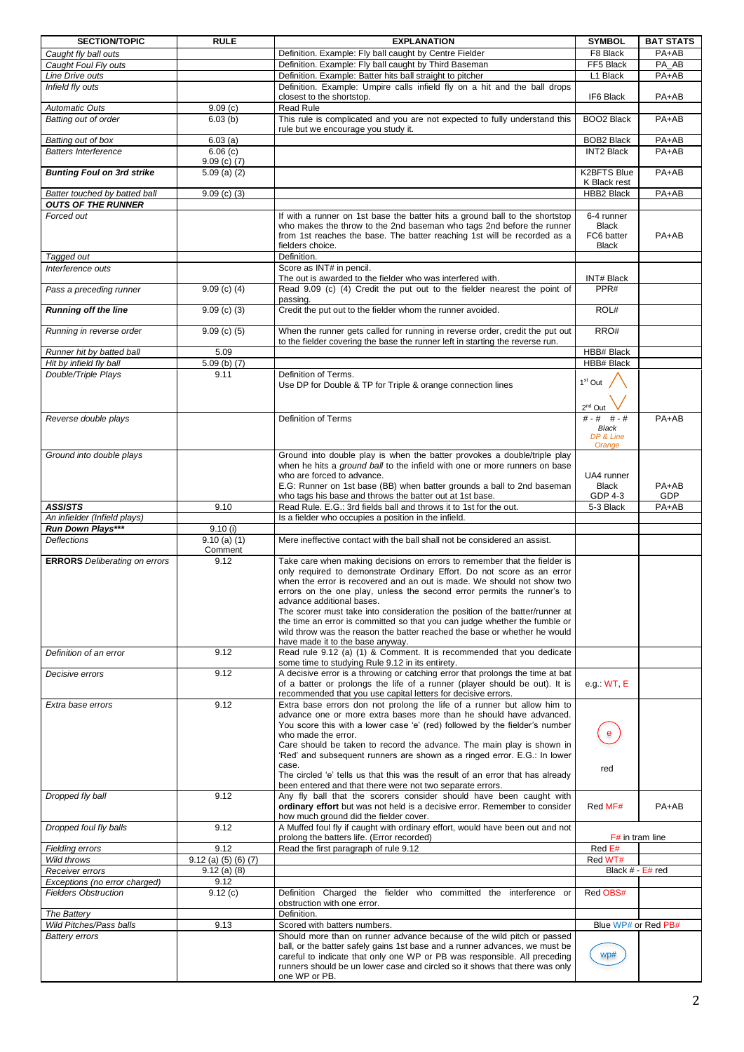| SECTION/TOPIC | RULE | EXPLANATION | SYMBOL | BAT STATS |
|---|---|---|---|---|
| *Caught fly ball outs* | | Definition. Example: Fly ball caught by Centre Fielder | F8 Black | PA+AB |
| *Caught Foul Fly outs* | | Definition. Example: Fly ball caught by Third Baseman | FF5 Black | PA_AB |
| *Line Drive outs* | | Definition. Example: Batter hits ball straight to pitcher | L1 Black | PA+AB |
| *Infield fly outs* | | Definition. Example: Umpire calls infield fly on a hit and the ball drops closest to the shortstop. | IF6 Black | PA+AB |
| *Automatic Outs* | 9.09 (c) | Read Rule | | |
| *Batting out of order* | 6.03 (b) | This rule is complicated and you are not expected to fully understand this rule but we encourage you study it. | BOO2 Black | PA+AB |
| *Batting out of box* | 6.03 (a) | | BOB2 Black | PA+AB |
| *Batters Interference* | 6.06 (c) 9.09 (c) (7) | | INT2 Black | PA+AB |
| ***Bunting Foul on 3rd strike*** | 5.09 (a) (2) | | K2BFTS Blue K Black rest | PA+AB |
| *Batter touched by batted ball* | 9.09 (c) (3) | | HBB2 Black | PA+AB |
| ***OUTS OF THE RUNNER*** | | | | |
| *Forced out* | | If with a runner on 1st base the batter hits a ground ball to the shortstop who makes the throw to the 2nd baseman who tags 2nd before the runner from 1st reaches the base. The batter reaching 1st will be recorded as a fielders choice. | 6-4 runner Black FC6 batter Black | PA+AB |
| *Tagged out* | | Definition. | | |
| *Interference outs* | | Score as INT# in pencil. The out is awarded to the fielder who was interfered with. | INT# Black | |
| *Pass a preceding runner* | 9.09 (c) (4) | Read 9.09 (c) (4) Credit the put out to the fielder nearest the point of passing. | PPR# | |
| ***Running off the line*** | 9.09 (c) (3) | Credit the put out to the fielder whom the runner avoided. | ROL# | |
| *Running in reverse order* | 9.09 (c) (5) | When the runner gets called for running in reverse order, credit the put out to the fielder covering the base the runner left in starting the reverse run. | RRO# | |
| *Runner hit by batted ball* | 5.09 | | HBB# Black | |
| *Hit by infield fly ball* | 5.09 (b) (7) | | HBB# Black | |
| *Double/Triple Plays* | 9.11 | Definition of Terms. Use DP for Double & TP for Triple & orange connection lines | 1st Out 2nd Out | |
| *Reverse double plays* | | Definition of Terms | # - # # - # *Black* *DP & Line Orange* | PA+AB |
| *Ground into double plays* | | Ground into double play is when the batter provokes a double/triple play when he hits a *ground ball* to the infield with one or more runners on base who are forced to advance. E.G: Runner on 1st base (BB) when batter grounds a ball to 2nd baseman who tags his base and throws the batter out at 1st base. | UA4 runner Black GDP 4-3 | PA+AB GDP |
| ***ASSISTS*** | 9.10 | Read Rule. E.G.: 3rd fields ball and throws it to 1st for the out. | 5-3 Black | PA+AB |
| *An infielder (Infield plays)* | | Is a fielder who occupies a position in the infield. | | |
| ***Run Down Plays**** | 9.10 (i) | | | |
| *Deflections* | 9.10 (a) (1) Comment | Mere ineffective contact with the ball shall not be considered an assist. | | |
| **ERRORS** *Deliberating on errors* | 9.12 | Take care when making decisions on errors to remember that the fielder is only required to demonstrate Ordinary Effort. Do not score as an error when the error is recovered and an out is made. We should not show two errors on the one play, unless the second error permits the runner's to advance additional bases. The scorer must take into consideration the position of the batter/runner at the time an error is committed so that you can judge whether the fumble or wild throw was the reason the batter reached the base or whether he would have made it to the base anyway. | | |
| *Definition of an error* | 9.12 | Read rule 9.12 (a) (1) & Comment. It is recommended that you dedicate some time to studying Rule 9.12 in its entirety. | | |
| *Decisive errors* | 9.12 | A decisive error is a throwing or catching error that prolongs the time at bat of a batter or prolongs the life of a runner (player should be out). It is recommended that you use capital letters for decisive errors. | e.g.: WT, E | |
| *Extra base errors* | 9.12 | Extra base errors don not prolong the life of a runner but allow him to advance one or more extra bases more than he should have advanced. You score this with a lower case 'e' (red) followed by the fielder's number who made the error. Care should be taken to record the advance. The main play is shown in 'Red' and subsequent runners are shown as a ringed error. E.G.: In lower case. The circled 'e' tells us that this was the result of an error that has already been entered and that there were not two separate errors. | e (circled) red | |
| *Dropped fly ball* | 9.12 | Any fly ball that the scorers consider should have been caught with **ordinary effort** but was not held is a decisive error. Remember to consider how much ground did the fielder cover. | Red MF# | PA+AB |
| *Dropped foul fly balls* | 9.12 | A Muffed foul fly if caught with ordinary effort, would have been out and not prolong the batters life. (Error recorded) | F# in tram line | |
| *Fielding errors* | 9.12 | Read the first paragraph of rule 9.12 | Red E# | |
| *Wild throws* | 9.12 (a) (5) (6) (7) | | Red WT# | |
| *Receiver errors* | 9.12 (a) (8) | | Black # - E# red | |
| *Exceptions (no error charged)* | 9.12 | | | |
| *Fielders Obstruction* | 9.12 (c) | Definition Charged the fielder who committed the interference or obstruction with one error. | Red OBS# | |
| *The Battery* | | Definition. | | |
| *Wild Pitches/Pass balls* | 9.13 | Scored with batters numbers. | Blue WP# or Red PB# | |
| *Battery errors* | | Should more than on runner advance because of the wild pitch or passed ball, or the batter safely gains 1st base and a runner advances, we must be careful to indicate that only one WP or PB was responsible. All preceding runners should be un lower case and circled so it shows that there was only one WP or PB. | wp# (circled) | |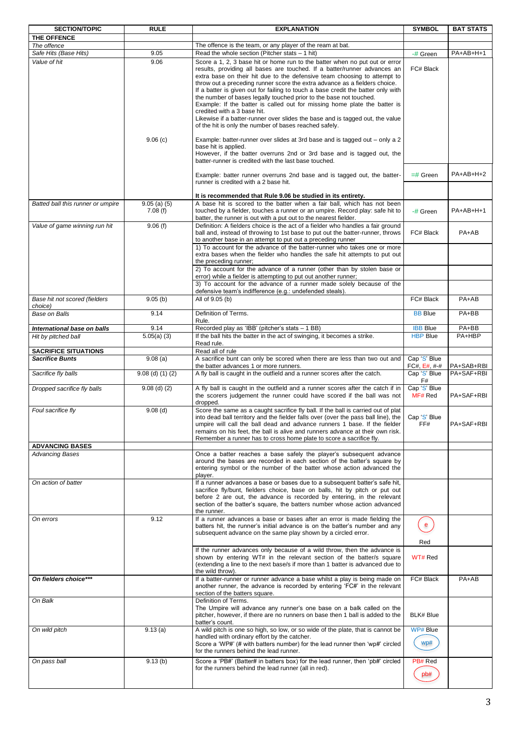| SECTION/TOPIC | RULE | EXPLANATION | SYMBOL | BAT STATS |
|---|---|---|---|---|
| **THE OFFENCE** | | | | |
| *The offence* | | The offence is the team, or any player of the ream at bat. | | |
| *Safe Hits (Base Hits)* | 9.05 | Read the whole section (Pitcher stats – 1 hit) | -# Green | PA+AB+H+1 |
| *Value of hit* | 9.06 | Score a 1, 2, 3 base hit or home run to the batter when no put out or error results, providing all bases are touched. If a batter/runner advances an extra base on their hit due to the defensive team choosing to attempt to throw out a preceding runner score the extra advance as a fielders choice. If a batter is given out for failing to touch a base credit the batter only with the number of bases legally touched prior to the base not touched. Example: If the batter is called out for missing home plate the batter is credited with a 3 base hit. Likewise if a batter-runner over slides the base and is tagged out, the value of the hit is only the number of bases reached safely. | FC# Black | |
| | 9.06 (c) | Example: batter-runner over slides at 3rd base and is tagged out – only a 2 base hit is applied. However, if the batter overruns 2nd or 3rd base and is tagged out, the batter-runner is credited with the last base touched. | | |
| | | Example: batter runner overruns 2nd base and is tagged out, the batter-runner is credited with a 2 base hit. | =# Green | PA+AB+H+2 |
| | | **It is recommended that Rule 9.06 be studied in its entirety.** | | |
| *Batted ball this runner or umpire* | 9.05 (a) (5) 7.08 (f) | A base hit is scored to the batter when a fair ball, which has not been touched by a fielder, touches a runner or an umpire. Record play: safe hit to batter, the runner is out with a put out to the nearest fielder. | -# Green | PA+AB+H+1 |
| *Value of game winning run hit* | 9.06 (f) | Definition: A fielders choice is the act of a fielder who handles a fair ground ball and, instead of throwing to 1st base to put out the batter-runner, throws to another base in an attempt to put out a preceding runner | FC# Black | PA+AB |
| | | 1) To account for the advance of the batter-runner who takes one or more extra bases when the fielder who handles the safe hit attempts to put out the preceding runner; | | |
| | | 2) To account for the advance of a runner (other than by stolen base or error) while a fielder is attempting to put out another runner; | | |
| | | 3) To account for the advance of a runner made solely because of the defensive team's indifference (e.g.: undefended steals). | | |
| *Base hit not scored (fielders choice)* | 9.05 (b) | All of 9.05 (b) | FC# Black | PA+AB |
| *Base on Balls* | 9.14 | Definition of Terms. Rule. | BB Blue | PA+BB |
| ***International base on balls*** | 9.14 | Recorded play as 'IBB' (pitcher's stats – 1 BB) | IBB Blue | PA+BB |
| *Hit by pitched ball* | 5.05(a) (3) | If the ball hits the batter in the act of swinging, it becomes a strike. Read rule. | HBP Blue | PA+HBP |
| **SACRIFICE SITUATIONS** | | Read all of rule | | |
| ***Sacrifice Bunts*** | 9.08 (a) | A sacrifice bunt can only be scored when there are less than two out and the batter advances 1 or more runners. | Cap 'S' Blue FC#, E#, #-# | PA+SAB+RBI |
| *Sacrifice fly balls* | 9.08 (d) (1) (2) | A fly ball is caught in the outfield and a runner scores after the catch. | Cap 'S' Blue F# | PA+SAF+RBI |
| *Dropped sacrifice fly balls* | 9.08 (d) (2) | A fly ball is caught in the outfield and a runner scores after the catch if in the scorers judgement the runner could have scored if the ball was not dropped. | Cap 'S' Blue MF# Red | PA+SAF+RBI |
| *Foul sacrifice fly* | 9.08 (d) | Score the same as a caught sacrifice fly ball. If the ball is carried out of plat into dead ball territory and the fielder falls over (over the pass ball line), the umpire will call the ball dead and advance runners 1 base. If the fielder remains on his feet, the ball is alive and runners advance at their own risk. Remember a runner has to cross home plate to score a sacrifice fly. | Cap 'S' Blue FF# | PA+SAF+RBI |
| **ADVANCING BASES** | | | | |
| *Advancing Bases* | | Once a batter reaches a base safely the player's subsequent advance around the bases are recorded in each section of the batter's square by entering symbol or the number of the batter whose action advanced the player. | | |
| *On action of batter* | | If a runner advances a base or bases due to a subsequent batter's safe hit, sacrifice fly/bunt, fielders choice, base on balls, hit by pitch or put out before 2 are out, the advance is recorded by entering, in the relevant section of the batter's square, the batters number whose action advanced the runner. | | |
| *On errors* | 9.12 | If a runner advances a base or bases after an error is made fielding the batters hit, the runner's initial advance is on the batter's number and any subsequent advance on the same play shown by a circled error. | (e) Red | |
| | | If the runner advances only because of a wild throw, then the advance is shown by entering WT# in the relevant section of the batter/s square (extending a line to the next base/s if more than 1 batter is advanced due to the wild throw). | WT# Red | |
| ***On fielders choice**** | | If a batter-runner or runner advance a base whilst a play is being made on another runner, the advance is recorded by entering 'FC#' in the relevant section of the batters square. | FC# Black | PA+AB |
| *On Balk* | | Definition of Terms. The Umpire will advance any runner's one base on a balk called on the pitcher, however, if there are no runners on base then 1 ball is added to the batter's count. | BLK# Blue | |
| *On wild pitch* | 9.13 (a) | A wild pitch is one so high, so low, or so wide of the plate, that is cannot be handled with ordinary effort by the catcher. Score a 'WP#' (# with batters number) for the lead runner then 'wp#' circled for the runners behind the lead runner. | WP# Blue (wp#) | |
| *On pass ball* | 9.13 (b) | Score a 'PB#' (Batter# in batters box) for the lead runner, then 'pb#' circled for the runners behind the lead runner (all in red). | PB# Red (pb#) | |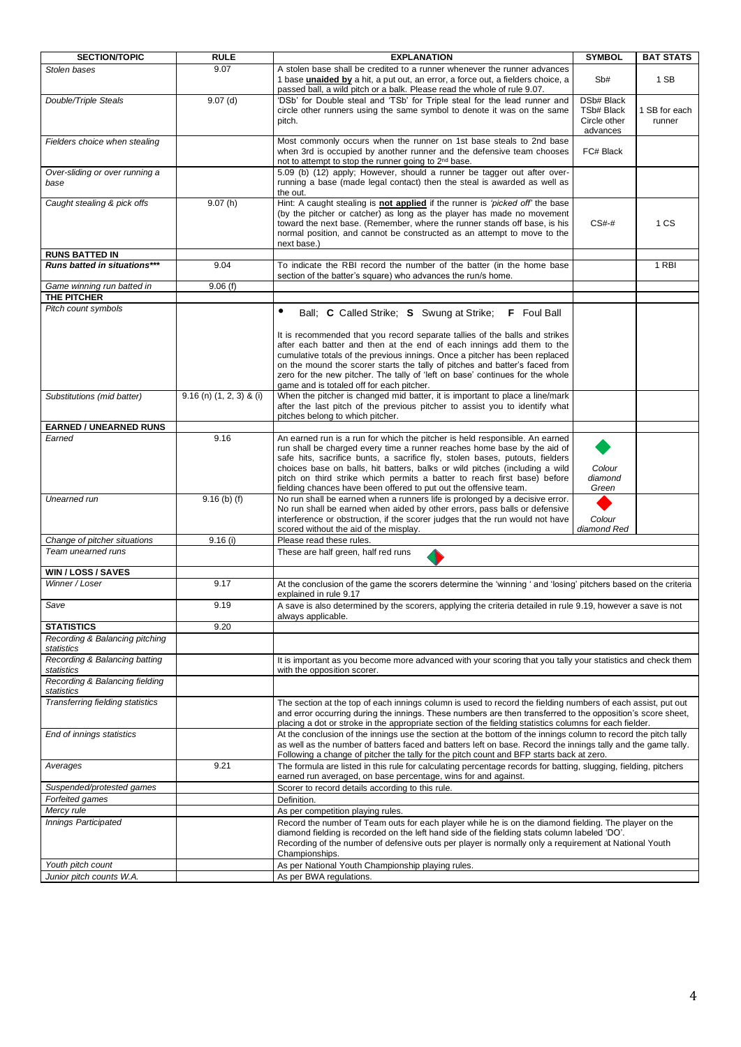| SECTION/TOPIC | RULE | EXPLANATION | SYMBOL | BAT STATS |
|---|---|---|---|---|
| *Stolen bases* | 9.07 | A stolen base shall be credited to a runner whenever the runner advances 1 base **unaided by** a hit, a put out, an error, a force out, a fielders choice, a passed ball, a wild pitch or a balk. Please read the whole of rule 9.07. | Sb# | 1 SB |
| *Double/Triple Steals* | 9.07 (d) | 'DSb' for Double steal and 'TSb' for Triple steal for the lead runner and circle other runners using the same symbol to denote it was on the same pitch. | DSb# Black TSb# Black Circle other advances | 1 SB for each runner |
| *Fielders choice when stealing* | | Most commonly occurs when the runner on 1st base steals to 2nd base when 3rd is occupied by another runner and the defensive team chooses not to attempt to stop the runner going to 2nd base. | FC# Black | |
| *Over-sliding or over running a base* | | 5.09 (b) (12) apply; However, should a runner be tagger out after over-running a base (made legal contact) then the steal is awarded as well as the out. | | |
| *Caught stealing & pick offs* | 9.07 (h) | Hint: A caught stealing is **not applied** if the runner is *'picked off'* the base (by the pitcher or catcher) as long as the player has made no movement toward the next base. (Remember, where the runner stands off base, is his normal position, and cannot be constructed as an attempt to move to the next base.) | CS#-# | 1 CS |
| **RUNS BATTED IN** | | | | |
| ***Runs batted in situations**** | 9.04 | To indicate the RBI record the number of the batter (in the home base section of the batter's square) who advances the run/s home. | | 1 RBI |
| *Game winning run batted in* | 9.06 (f) | | | |
| **THE PITCHER** | | | | |
| *Pitch count symbols* | | • Ball; **C** Called Strike; **S** Swung at Strike; **F** Foul Ball<br><br>It is recommended that you record separate tallies of the balls and strikes after each batter and then at the end of each innings add them to the cumulative totals of the previous innings. Once a pitcher has been replaced on the mound the scorer starts the tally of pitches and batter's faced from zero for the new pitcher. The tally of 'left on base' continues for the whole game and is totaled off for each pitcher. | | |
| *Substitutions (mid batter)* | 9.16 (n) (1, 2, 3) & (i) | When the pitcher is changed mid batter, it is important to place a line/mark after the last pitch of the previous pitcher to assist you to identify what pitches belong to which pitcher. | | |
| **EARNED / UNEARNED RUNS** | | | | |
| *Earned* | 9.16 | An earned run is a run for which the pitcher is held responsible. An earned run shall be charged every time a runner reaches home base by the aid of safe hits, sacrifice bunts, a sacrifice fly, stolen bases, putouts, fielders choices base on balls, hit batters, balks or wild pitches (including a wild pitch on third strike which permits a batter to reach first base) before fielding chances have been offered to put out the offensive team. | *Colour diamond Green* | |
| *Unearned run* | 9.16 (b) (f) | No run shall be earned when a runners life is prolonged by a decisive error. No run shall be earned when aided by other errors, pass balls or defensive interference or obstruction, if the scorer judges that the run would not have scored without the aid of the misplay. | *Colour diamond Red* | |
| *Change of pitcher situations* | 9.16 (i) | Please read these rules. | | |
| *Team unearned runs* | | These are half green, half red runs | | |
| **WIN / LOSS / SAVES** | | | | |
| *Winner / Loser* | 9.17 | At the conclusion of the game the scorers determine the 'winning ' and 'losing' pitchers based on the criteria explained in rule 9.17 | | |
| *Save* | 9.19 | A save is also determined by the scorers, applying the criteria detailed in rule 9.19, however a save is not always applicable. | | |
| **STATISTICS** | 9.20 | | | |
| *Recording & Balancing pitching statistics* | | | | |
| *Recording & Balancing batting statistics* | | It is important as you become more advanced with your scoring that you tally your statistics and check them with the opposition scorer. | | |
| *Recording & Balancing fielding statistics* | | | | |
| *Transferring fielding statistics* | | The section at the top of each innings column is used to record the fielding numbers of each assist, put out and error occurring during the innings. These numbers are then transferred to the opposition's score sheet, placing a dot or stroke in the appropriate section of the fielding statistics columns for each fielder. | | |
| *End of innings statistics* | | At the conclusion of the innings use the section at the bottom of the innings column to record the pitch tally as well as the number of batters faced and batters left on base. Record the innings tally and the game tally. Following a change of pitcher the tally for the pitch count and BFP starts back at zero. | | |
| *Averages* | 9.21 | The formula are listed in this rule for calculating percentage records for batting, slugging, fielding, pitchers earned run averaged, on base percentage, wins for and against. | | |
| *Suspended/protested games* | | Scorer to record details according to this rule. | | |
| *Forfeited games* | | Definition. | | |
| *Mercy rule* | | As per competition playing rules. | | |
| *Innings Participated* | | Record the number of Team outs for each player while he is on the diamond fielding. The player on the diamond fielding is recorded on the left hand side of the fielding stats column labeled 'DO'.<br>Recording of the number of defensive outs per player is normally only a requirement at National Youth Championships. | | |
| *Youth pitch count* | | As per National Youth Championship playing rules. | | |
| *Junior pitch counts W.A.* | | As per BWA regulations. | | |